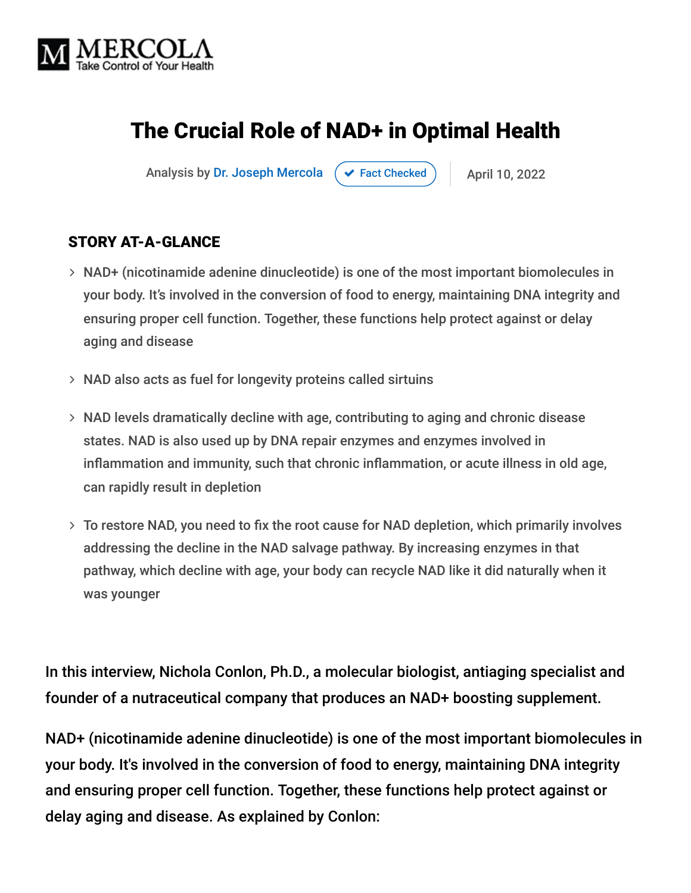MERCOLA
Take Control of Your Health

# The Crucial Role of NAD+ in Optimal Health

Analysis by Dr. Joseph Mercola | Fact Checked | April 10, 2022

## STORY AT-A-GLANCE

- NAD+ (nicotinamide adenine dinucleotide) is one of the most important biomolecules in your body. It's involved in the conversion of food to energy, maintaining DNA integrity and ensuring proper cell function. Together, these functions help protect against or delay aging and disease
- NAD also acts as fuel for longevity proteins called sirtuins
- NAD levels dramatically decline with age, contributing to aging and chronic disease states. NAD is also used up by DNA repair enzymes and enzymes involved in inflammation and immunity, such that chronic inflammation, or acute illness in old age, can rapidly result in depletion
- To restore NAD, you need to fix the root cause for NAD depletion, which primarily involves addressing the decline in the NAD salvage pathway. By increasing enzymes in that pathway, which decline with age, your body can recycle NAD like it did naturally when it was younger

In this interview, Nichola Conlon, Ph.D., a molecular biologist, antiaging specialist and founder of a nutraceutical company that produces an NAD+ boosting supplement.

NAD+ (nicotinamide adenine dinucleotide) is one of the most important biomolecules in your body. It's involved in the conversion of food to energy, maintaining DNA integrity and ensuring proper cell function. Together, these functions help protect against or delay aging and disease. As explained by Conlon: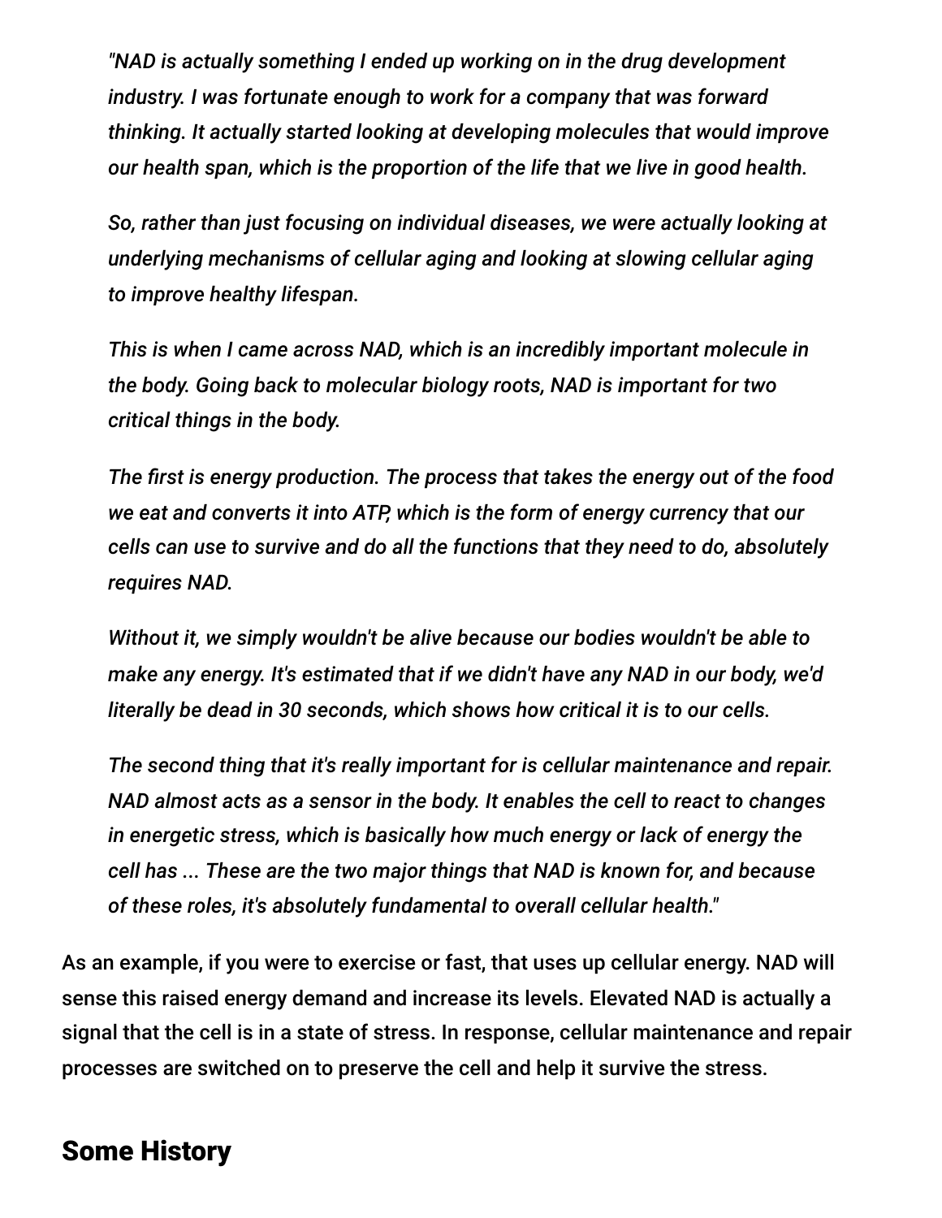> *"NAD is actually something I ended up working on in the drug development industry. I was fortunate enough to work for a company that was forward thinking. It actually started looking at developing molecules that would improve our health span, which is the proportion of the life that we live in good health.*
>
> *So, rather than just focusing on individual diseases, we were actually looking at underlying mechanisms of cellular aging and looking at slowing cellular aging to improve healthy lifespan.*
>
> *This is when I came across NAD, which is an incredibly important molecule in the body. Going back to molecular biology roots, NAD is important for two critical things in the body.*
>
> *The first is energy production. The process that takes the energy out of the food we eat and converts it into ATP, which is the form of energy currency that our cells can use to survive and do all the functions that they need to do, absolutely requires NAD.*
>
> *Without it, we simply wouldn't be alive because our bodies wouldn't be able to make any energy. It's estimated that if we didn't have any NAD in our body, we'd literally be dead in 30 seconds, which shows how critical it is to our cells.*
>
> *The second thing that it's really important for is cellular maintenance and repair. NAD almost acts as a sensor in the body. It enables the cell to react to changes in energetic stress, which is basically how much energy or lack of energy the cell has ... These are the two major things that NAD is known for, and because of these roles, it's absolutely fundamental to overall cellular health."*

As an example, if you were to exercise or fast, that uses up cellular energy. NAD will sense this raised energy demand and increase its levels. Elevated NAD is actually a signal that the cell is in a state of stress. In response, cellular maintenance and repair processes are switched on to preserve the cell and help it survive the stress.

## Some History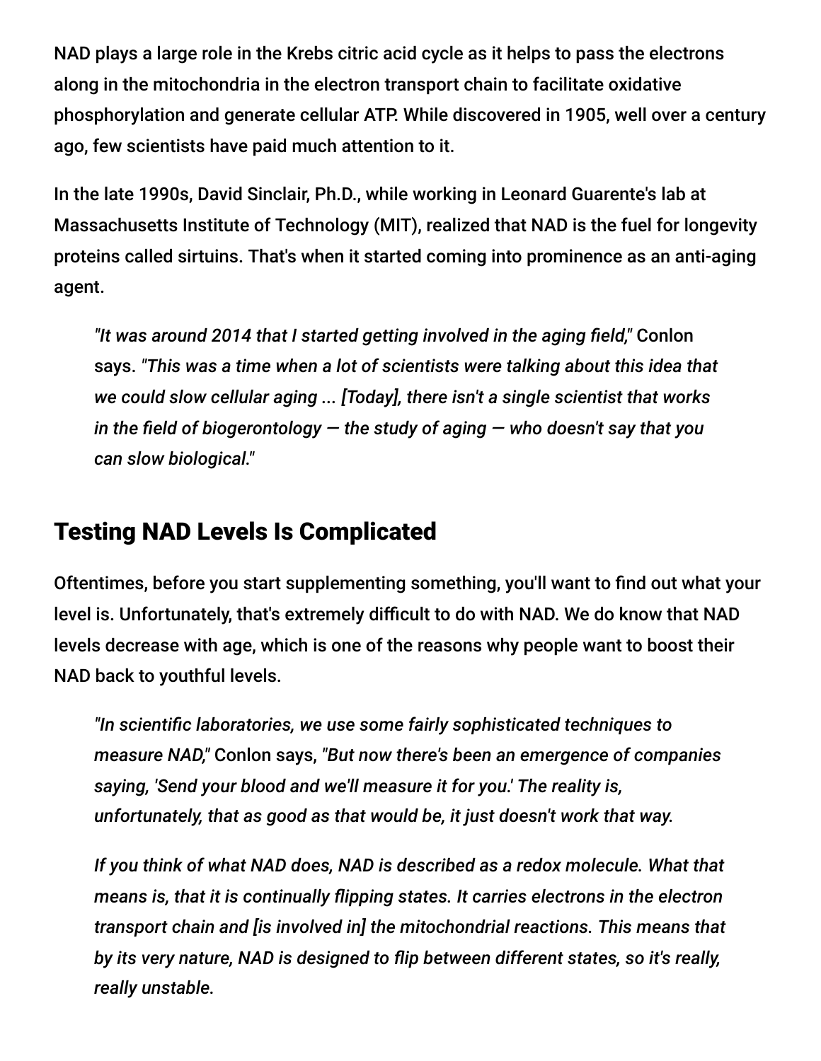NAD plays a large role in the Krebs citric acid cycle as it helps to pass the electrons along in the mitochondria in the electron transport chain to facilitate oxidative phosphorylation and generate cellular ATP. While discovered in 1905, well over a century ago, few scientists have paid much attention to it.

In the late 1990s, David Sinclair, Ph.D., while working in Leonard Guarente's lab at Massachusetts Institute of Technology (MIT), realized that NAD is the fuel for longevity proteins called sirtuins. That's when it started coming into prominence as an anti-aging agent.

> *"It was around 2014 that I started getting involved in the aging field,"* Conlon says. *"This was a time when a lot of scientists were talking about this idea that we could slow cellular aging ... [Today], there isn't a single scientist that works in the field of biogerontology — the study of aging — who doesn't say that you can slow biological."*

## Testing NAD Levels Is Complicated

Oftentimes, before you start supplementing something, you'll want to find out what your level is. Unfortunately, that's extremely difficult to do with NAD. We do know that NAD levels decrease with age, which is one of the reasons why people want to boost their NAD back to youthful levels.

> *"In scientific laboratories, we use some fairly sophisticated techniques to measure NAD,"* Conlon says, *"But now there's been an emergence of companies saying, 'Send your blood and we'll measure it for you.' The reality is, unfortunately, that as good as that would be, it just doesn't work that way.*
>
> *If you think of what NAD does, NAD is described as a redox molecule. What that means is, that it is continually flipping states. It carries electrons in the electron transport chain and [is involved in] the mitochondrial reactions. This means that by its very nature, NAD is designed to flip between different states, so it's really, really unstable.*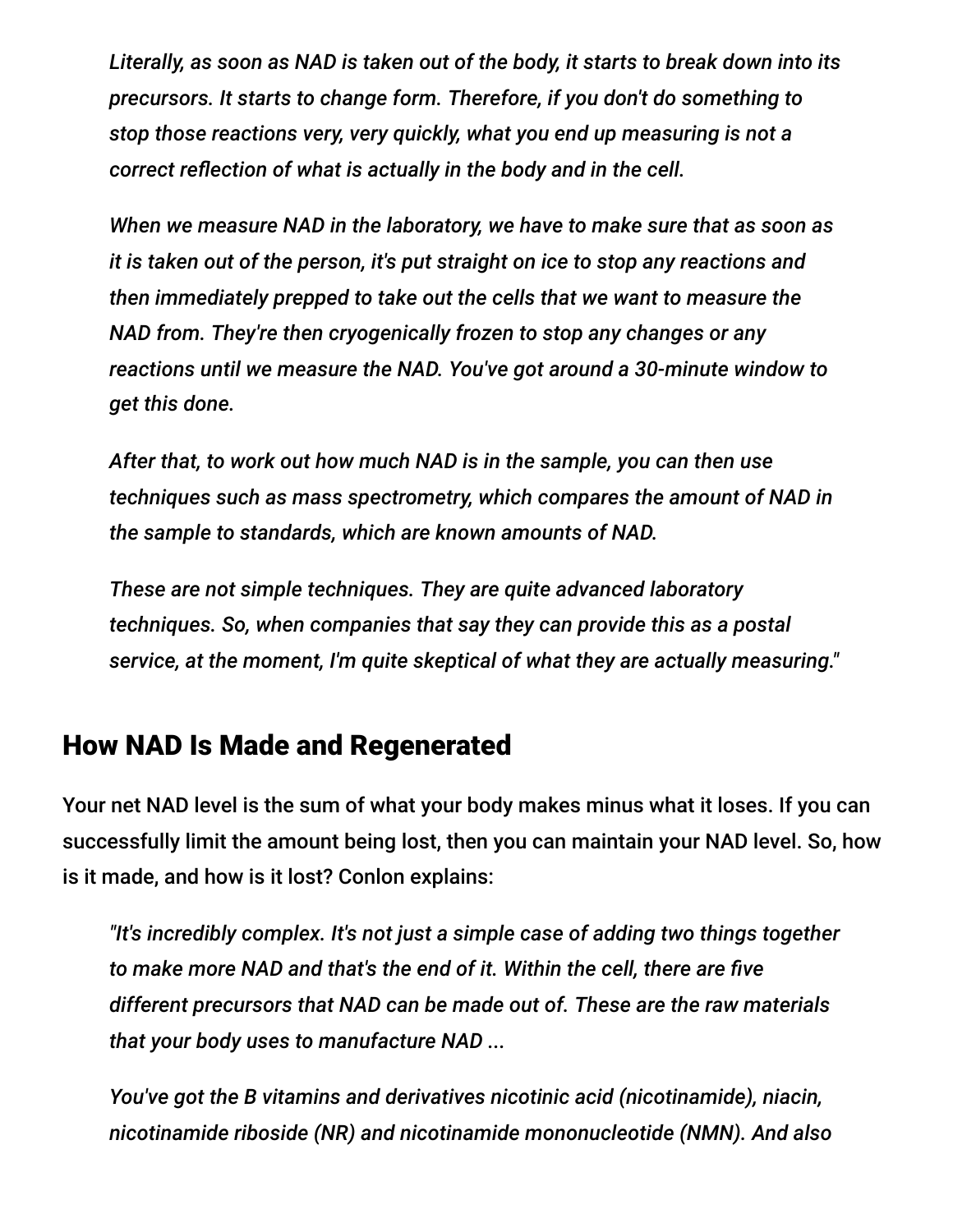*Literally, as soon as NAD is taken out of the body, it starts to break down into its precursors. It starts to change form. Therefore, if you don't do something to stop those reactions very, very quickly, what you end up measuring is not a correct reflection of what is actually in the body and in the cell.*

*When we measure NAD in the laboratory, we have to make sure that as soon as it is taken out of the person, it's put straight on ice to stop any reactions and then immediately prepped to take out the cells that we want to measure the NAD from. They're then cryogenically frozen to stop any changes or any reactions until we measure the NAD. You've got around a 30-minute window to get this done.*

*After that, to work out how much NAD is in the sample, you can then use techniques such as mass spectrometry, which compares the amount of NAD in the sample to standards, which are known amounts of NAD.*

*These are not simple techniques. They are quite advanced laboratory techniques. So, when companies that say they can provide this as a postal service, at the moment, I'm quite skeptical of what they are actually measuring."*

## How NAD Is Made and Regenerated

Your net NAD level is the sum of what your body makes minus what it loses. If you can successfully limit the amount being lost, then you can maintain your NAD level. So, how is it made, and how is it lost? Conlon explains:

*"It's incredibly complex. It's not just a simple case of adding two things together to make more NAD and that's the end of it. Within the cell, there are five different precursors that NAD can be made out of. These are the raw materials that your body uses to manufacture NAD ...*

*You've got the B vitamins and derivatives nicotinic acid (nicotinamide), niacin, nicotinamide riboside (NR) and nicotinamide mononucleotide (NMN). And also*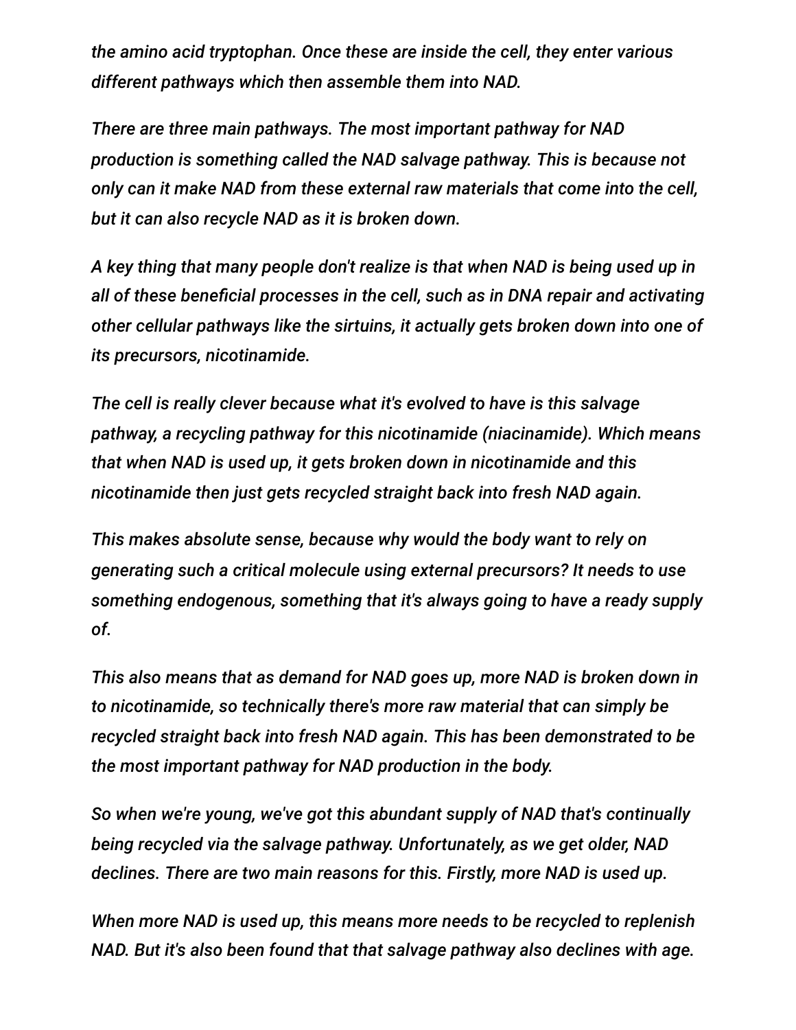*the amino acid tryptophan. Once these are inside the cell, they enter various different pathways which then assemble them into NAD.*

*There are three main pathways. The most important pathway for NAD production is something called the NAD salvage pathway. This is because not only can it make NAD from these external raw materials that come into the cell, but it can also recycle NAD as it is broken down.*

*A key thing that many people don't realize is that when NAD is being used up in all of these beneficial processes in the cell, such as in DNA repair and activating other cellular pathways like the sirtuins, it actually gets broken down into one of its precursors, nicotinamide.*

*The cell is really clever because what it's evolved to have is this salvage pathway, a recycling pathway for this nicotinamide (niacinamide). Which means that when NAD is used up, it gets broken down in nicotinamide and this nicotinamide then just gets recycled straight back into fresh NAD again.*

*This makes absolute sense, because why would the body want to rely on generating such a critical molecule using external precursors? It needs to use something endogenous, something that it's always going to have a ready supply of.*

*This also means that as demand for NAD goes up, more NAD is broken down in to nicotinamide, so technically there's more raw material that can simply be recycled straight back into fresh NAD again. This has been demonstrated to be the most important pathway for NAD production in the body.*

*So when we're young, we've got this abundant supply of NAD that's continually being recycled via the salvage pathway. Unfortunately, as we get older, NAD declines. There are two main reasons for this. Firstly, more NAD is used up.*

*When more NAD is used up, this means more needs to be recycled to replenish NAD. But it's also been found that that salvage pathway also declines with age.*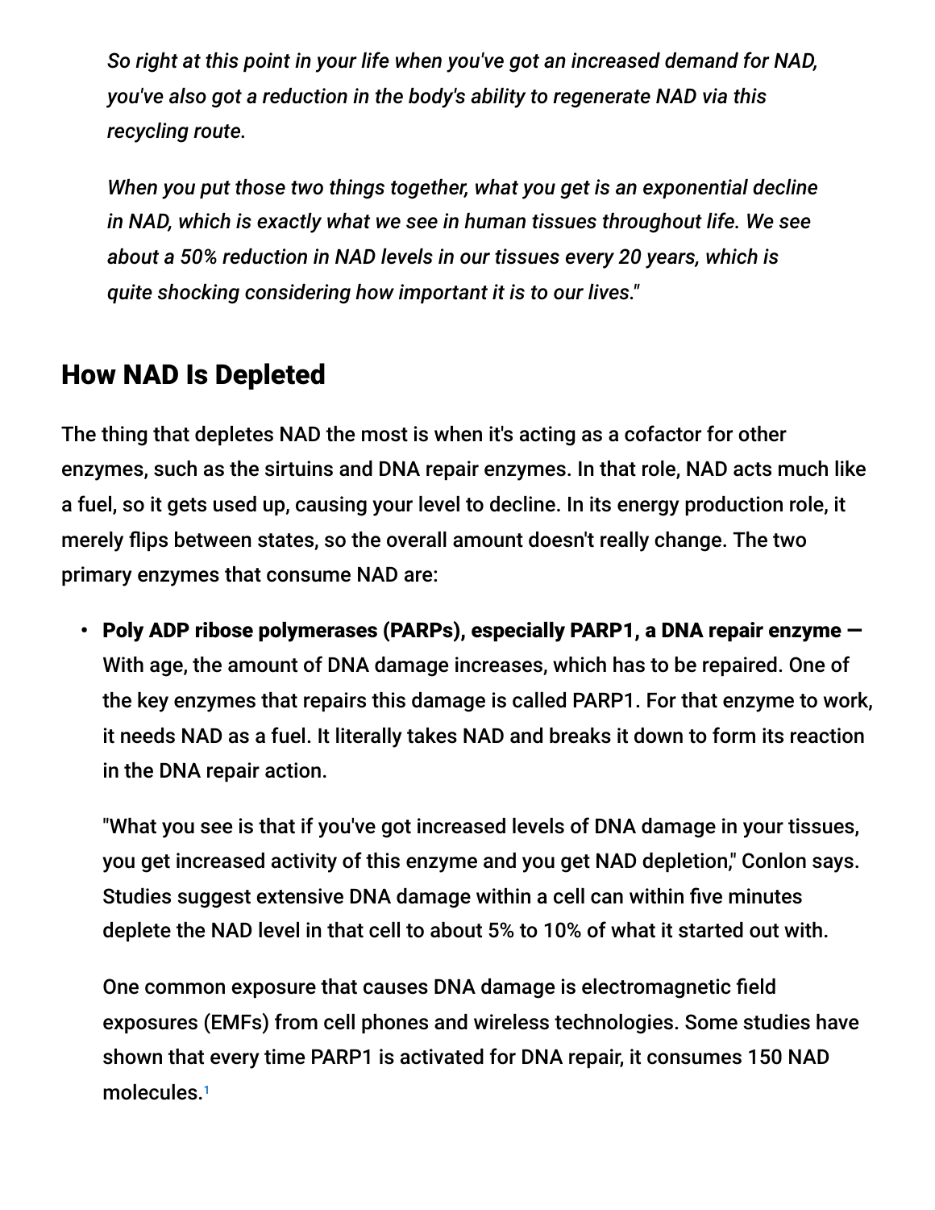*So right at this point in your life when you've got an increased demand for NAD, you've also got a reduction in the body's ability to regenerate NAD via this recycling route.*

*When you put those two things together, what you get is an exponential decline in NAD, which is exactly what we see in human tissues throughout life. We see about a 50% reduction in NAD levels in our tissues every 20 years, which is quite shocking considering how important it is to our lives."*

## How NAD Is Depleted

The thing that depletes NAD the most is when it's acting as a cofactor for other enzymes, such as the sirtuins and DNA repair enzymes. In that role, NAD acts much like a fuel, so it gets used up, causing your level to decline. In its energy production role, it merely flips between states, so the overall amount doesn't really change. The two primary enzymes that consume NAD are:

- **Poly ADP ribose polymerases (PARPs), especially PARP1, a DNA repair enzyme —** With age, the amount of DNA damage increases, which has to be repaired. One of the key enzymes that repairs this damage is called PARP1. For that enzyme to work, it needs NAD as a fuel. It literally takes NAD and breaks it down to form its reaction in the DNA repair action.

  "What you see is that if you've got increased levels of DNA damage in your tissues, you get increased activity of this enzyme and you get NAD depletion," Conlon says. Studies suggest extensive DNA damage within a cell can within five minutes deplete the NAD level in that cell to about 5% to 10% of what it started out with.

  One common exposure that causes DNA damage is electromagnetic field exposures (EMFs) from cell phones and wireless technologies. Some studies have shown that every time PARP1 is activated for DNA repair, it consumes 150 NAD molecules.[1]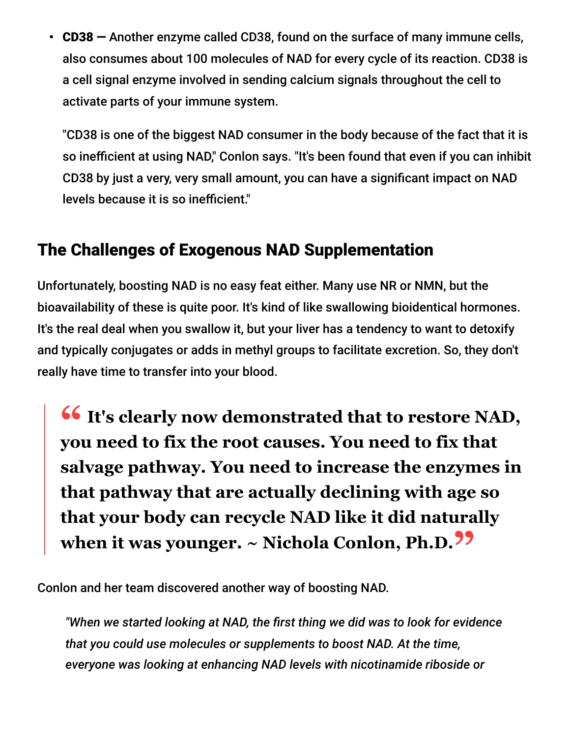- **CD38 —** Another enzyme called CD38, found on the surface of many immune cells, also consumes about 100 molecules of NAD for every cycle of its reaction. CD38 is a cell signal enzyme involved in sending calcium signals throughout the cell to activate parts of your immune system.

  "CD38 is one of the biggest NAD consumer in the body because of the fact that it is so inefficient at using NAD," Conlon says. "It's been found that even if you can inhibit CD38 by just a very, very small amount, you can have a significant impact on NAD levels because it is so inefficient."

## The Challenges of Exogenous NAD Supplementation

Unfortunately, boosting NAD is no easy feat either. Many use NR or NMN, but the bioavailability of these is quite poor. It's kind of like swallowing bioidentical hormones. It's the real deal when you swallow it, but your liver has a tendency to want to detoxify and typically conjugates or adds in methyl groups to facilitate excretion. So, they don't really have time to transfer into your blood.

> **"It's clearly now demonstrated that to restore NAD, you need to fix the root causes. You need to fix that salvage pathway. You need to increase the enzymes in that pathway that are actually declining with age so that your body can recycle NAD like it did naturally when it was younger. ~ Nichola Conlon, Ph.D."**

Conlon and her team discovered another way of boosting NAD.

> *"When we started looking at NAD, the first thing we did was to look for evidence that you could use molecules or supplements to boost NAD. At the time, everyone was looking at enhancing NAD levels with nicotinamide riboside or*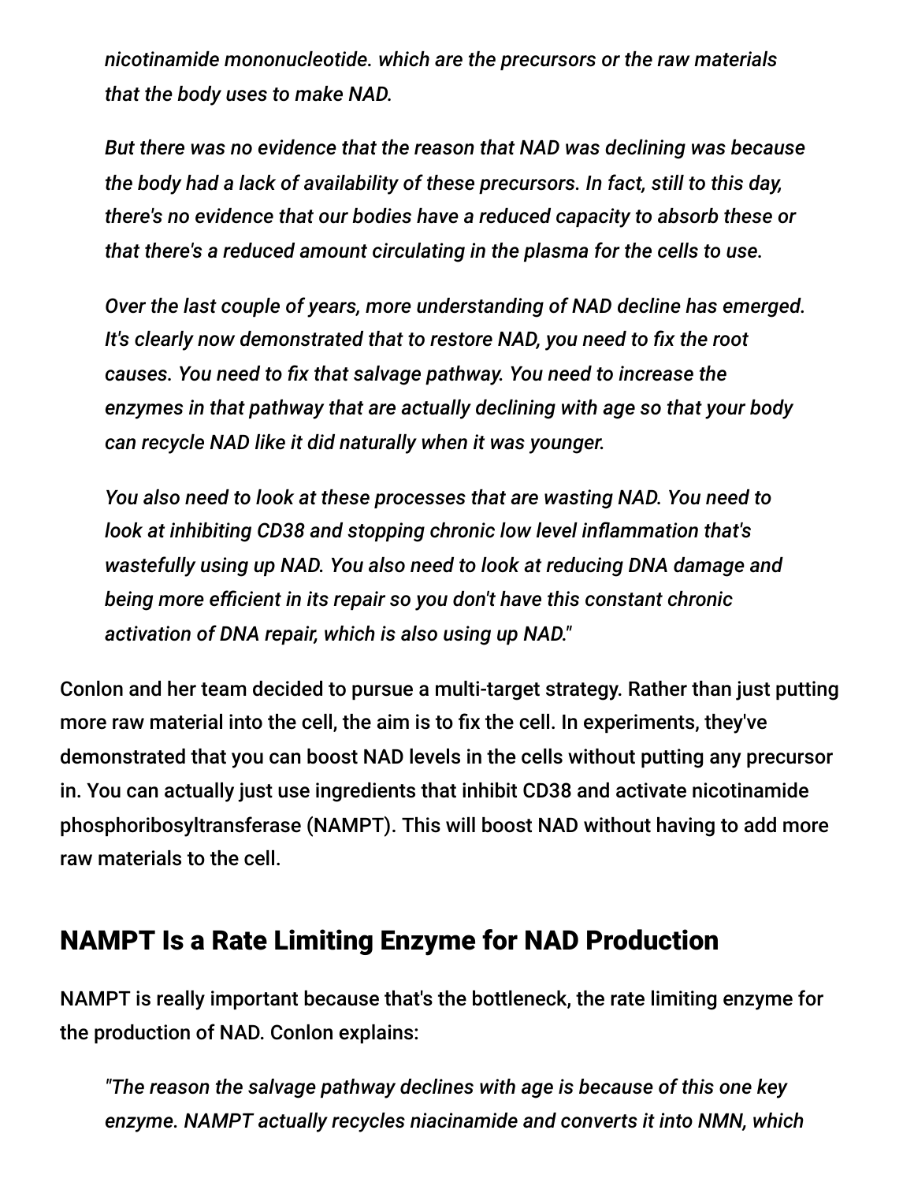> *nicotinamide mononucleotide. which are the precursors or the raw materials that the body uses to make NAD.*
>
> *But there was no evidence that the reason that NAD was declining was because the body had a lack of availability of these precursors. In fact, still to this day, there's no evidence that our bodies have a reduced capacity to absorb these or that there's a reduced amount circulating in the plasma for the cells to use.*
>
> *Over the last couple of years, more understanding of NAD decline has emerged. It's clearly now demonstrated that to restore NAD, you need to fix the root causes. You need to fix that salvage pathway. You need to increase the enzymes in that pathway that are actually declining with age so that your body can recycle NAD like it did naturally when it was younger.*
>
> *You also need to look at these processes that are wasting NAD. You need to look at inhibiting CD38 and stopping chronic low level inflammation that's wastefully using up NAD. You also need to look at reducing DNA damage and being more efficient in its repair so you don't have this constant chronic activation of DNA repair, which is also using up NAD."*

Conlon and her team decided to pursue a multi-target strategy. Rather than just putting more raw material into the cell, the aim is to fix the cell. In experiments, they've demonstrated that you can boost NAD levels in the cells without putting any precursor in. You can actually just use ingredients that inhibit CD38 and activate nicotinamide phosphoribosyltransferase (NAMPT). This will boost NAD without having to add more raw materials to the cell.

## NAMPT Is a Rate Limiting Enzyme for NAD Production

NAMPT is really important because that's the bottleneck, the rate limiting enzyme for the production of NAD. Conlon explains:

> *"The reason the salvage pathway declines with age is because of this one key enzyme. NAMPT actually recycles niacinamide and converts it into NMN, which*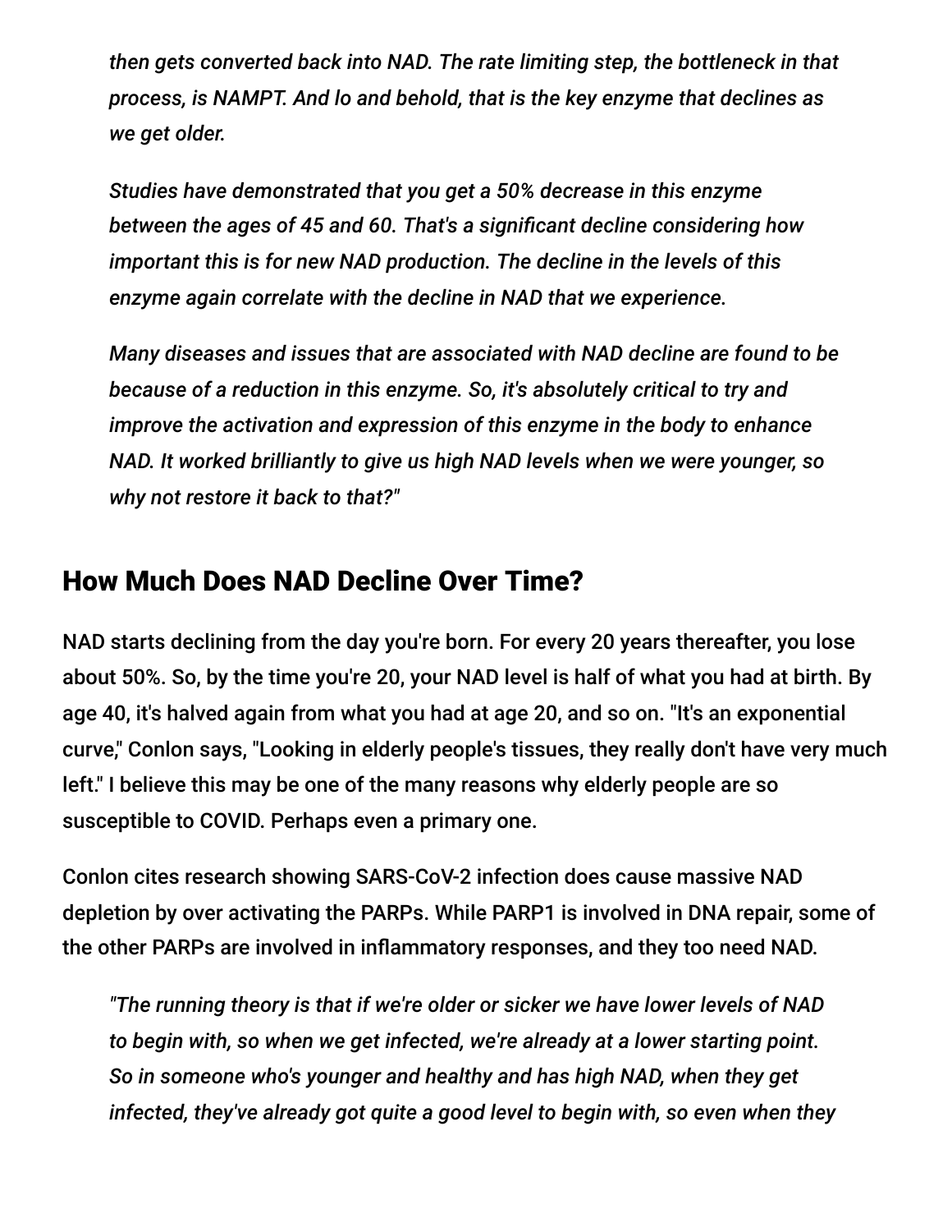*then gets converted back into NAD. The rate limiting step, the bottleneck in that process, is NAMPT. And lo and behold, that is the key enzyme that declines as we get older.*

*Studies have demonstrated that you get a 50% decrease in this enzyme between the ages of 45 and 60. That's a significant decline considering how important this is for new NAD production. The decline in the levels of this enzyme again correlate with the decline in NAD that we experience.*

*Many diseases and issues that are associated with NAD decline are found to be because of a reduction in this enzyme. So, it's absolutely critical to try and improve the activation and expression of this enzyme in the body to enhance NAD. It worked brilliantly to give us high NAD levels when we were younger, so why not restore it back to that?"*

## How Much Does NAD Decline Over Time?

NAD starts declining from the day you're born. For every 20 years thereafter, you lose about 50%. So, by the time you're 20, your NAD level is half of what you had at birth. By age 40, it's halved again from what you had at age 20, and so on. "It's an exponential curve," Conlon says, "Looking in elderly people's tissues, they really don't have very much left." I believe this may be one of the many reasons why elderly people are so susceptible to COVID. Perhaps even a primary one.

Conlon cites research showing SARS-CoV-2 infection does cause massive NAD depletion by over activating the PARPs. While PARP1 is involved in DNA repair, some of the other PARPs are involved in inflammatory responses, and they too need NAD.

*"The running theory is that if we're older or sicker we have lower levels of NAD to begin with, so when we get infected, we're already at a lower starting point. So in someone who's younger and healthy and has high NAD, when they get infected, they've already got quite a good level to begin with, so even when they*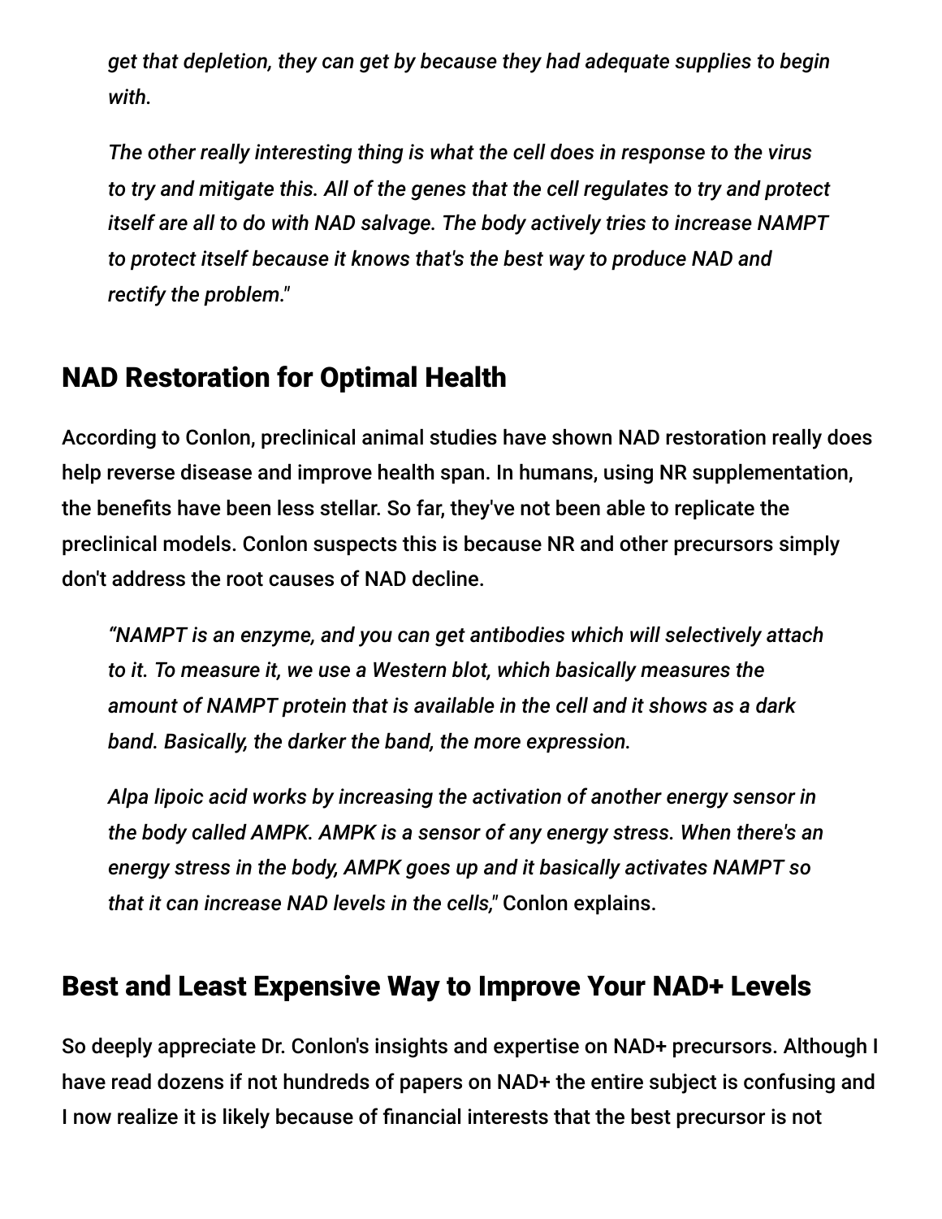*get that depletion, they can get by because they had adequate supplies to begin with.*

*The other really interesting thing is what the cell does in response to the virus to try and mitigate this. All of the genes that the cell regulates to try and protect itself are all to do with NAD salvage. The body actively tries to increase NAMPT to protect itself because it knows that's the best way to produce NAD and rectify the problem."*

## NAD Restoration for Optimal Health

According to Conlon, preclinical animal studies have shown NAD restoration really does help reverse disease and improve health span. In humans, using NR supplementation, the benefits have been less stellar. So far, they've not been able to replicate the preclinical models. Conlon suspects this is because NR and other precursors simply don't address the root causes of NAD decline.

> *"NAMPT is an enzyme, and you can get antibodies which will selectively attach to it. To measure it, we use a Western blot, which basically measures the amount of NAMPT protein that is available in the cell and it shows as a dark band. Basically, the darker the band, the more expression.*
>
> *Alpa lipoic acid works by increasing the activation of another energy sensor in the body called AMPK. AMPK is a sensor of any energy stress. When there's an energy stress in the body, AMPK goes up and it basically activates NAMPT so that it can increase NAD levels in the cells,"* Conlon explains.

## Best and Least Expensive Way to Improve Your NAD+ Levels

So deeply appreciate Dr. Conlon's insights and expertise on NAD+ precursors. Although I have read dozens if not hundreds of papers on NAD+ the entire subject is confusing and I now realize it is likely because of financial interests that the best precursor is not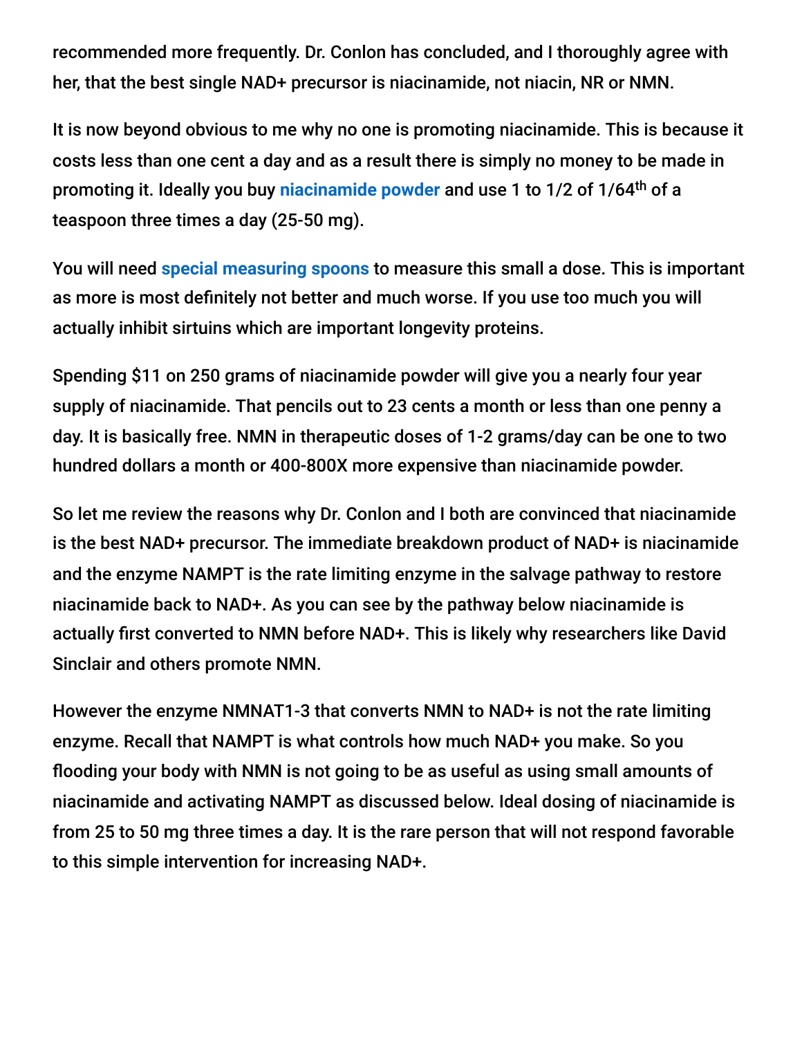recommended more frequently. Dr. Conlon has concluded, and I thoroughly agree with her, that the best single NAD+ precursor is niacinamide, not niacin, NR or NMN.

It is now beyond obvious to me why no one is promoting niacinamide. This is because it costs less than one cent a day and as a result there is simply no money to be made in promoting it. Ideally you buy **niacinamide powder** and use 1 to 1/2 of 1/64th of a teaspoon three times a day (25-50 mg).

You will need **special measuring spoons** to measure this small a dose. This is important as more is most definitely not better and much worse. If you use too much you will actually inhibit sirtuins which are important longevity proteins.

Spending $11 on 250 grams of niacinamide powder will give you a nearly four year supply of niacinamide. That pencils out to 23 cents a month or less than one penny a day. It is basically free. NMN in therapeutic doses of 1-2 grams/day can be one to two hundred dollars a month or 400-800X more expensive than niacinamide powder.

So let me review the reasons why Dr. Conlon and I both are convinced that niacinamide is the best NAD+ precursor. The immediate breakdown product of NAD+ is niacinamide and the enzyme NAMPT is the rate limiting enzyme in the salvage pathway to restore niacinamide back to NAD+. As you can see by the pathway below niacinamide is actually first converted to NMN before NAD+. This is likely why researchers like David Sinclair and others promote NMN.

However the enzyme NMNAT1-3 that converts NMN to NAD+ is not the rate limiting enzyme. Recall that NAMPT is what controls how much NAD+ you make. So you flooding your body with NMN is not going to be as useful as using small amounts of niacinamide and activating NAMPT as discussed below. Ideal dosing of niacinamide is from 25 to 50 mg three times a day. It is the rare person that will not respond favorable to this simple intervention for increasing NAD+.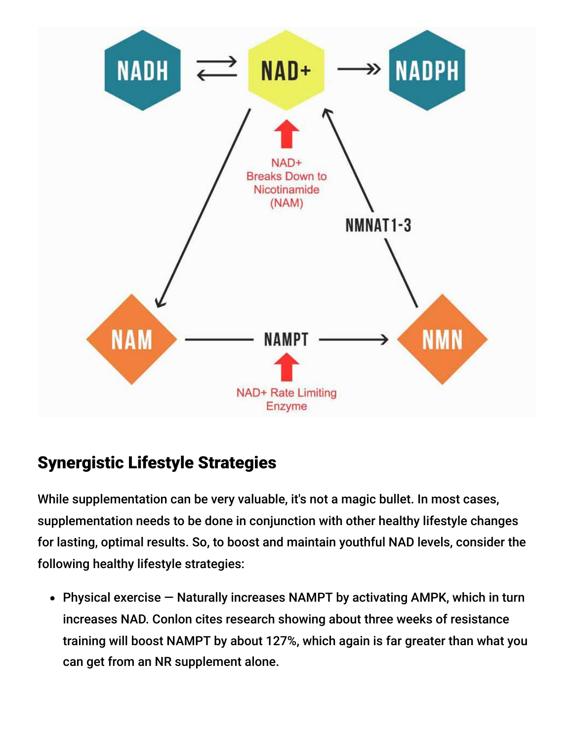## Synergistic Lifestyle Strategies

While supplementation can be very valuable, it's not a magic bullet. In most cases, supplementation needs to be done in conjunction with other healthy lifestyle changes for lasting, optimal results. So, to boost and maintain youthful NAD levels, consider the following healthy lifestyle strategies:

- Physical exercise — Naturally increases NAMPT by activating AMPK, which in turn increases NAD. Conlon cites research showing about three weeks of resistance training will boost NAMPT by about 127%, which again is far greater than what you can get from an NR supplement alone.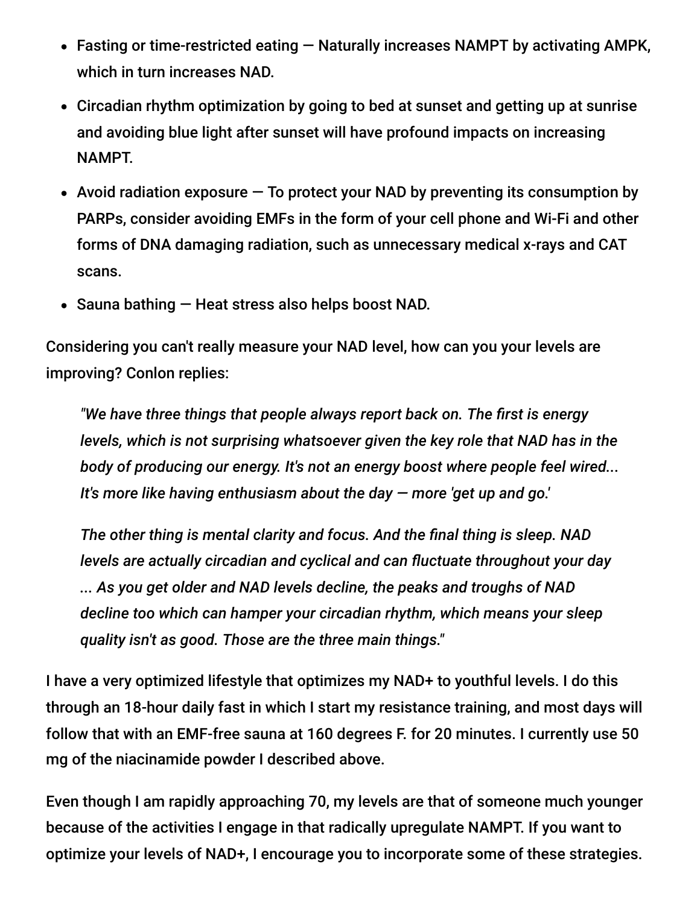- Fasting or time-restricted eating — Naturally increases NAMPT by activating AMPK, which in turn increases NAD.
- Circadian rhythm optimization by going to bed at sunset and getting up at sunrise and avoiding blue light after sunset will have profound impacts on increasing NAMPT.
- Avoid radiation exposure — To protect your NAD by preventing its consumption by PARPs, consider avoiding EMFs in the form of your cell phone and Wi-Fi and other forms of DNA damaging radiation, such as unnecessary medical x-rays and CAT scans.
- Sauna bathing — Heat stress also helps boost NAD.

Considering you can't really measure your NAD level, how can you your levels are improving? Conlon replies:

> *"We have three things that people always report back on. The first is energy levels, which is not surprising whatsoever given the key role that NAD has in the body of producing our energy. It's not an energy boost where people feel wired... It's more like having enthusiasm about the day — more 'get up and go.'*
>
> *The other thing is mental clarity and focus. And the final thing is sleep. NAD levels are actually circadian and cyclical and can fluctuate throughout your day ... As you get older and NAD levels decline, the peaks and troughs of NAD decline too which can hamper your circadian rhythm, which means your sleep quality isn't as good. Those are the three main things."*

I have a very optimized lifestyle that optimizes my NAD+ to youthful levels. I do this through an 18-hour daily fast in which I start my resistance training, and most days will follow that with an EMF-free sauna at 160 degrees F. for 20 minutes. I currently use 50 mg of the niacinamide powder I described above.

Even though I am rapidly approaching 70, my levels are that of someone much younger because of the activities I engage in that radically upregulate NAMPT. If you want to optimize your levels of NAD+, I encourage you to incorporate some of these strategies.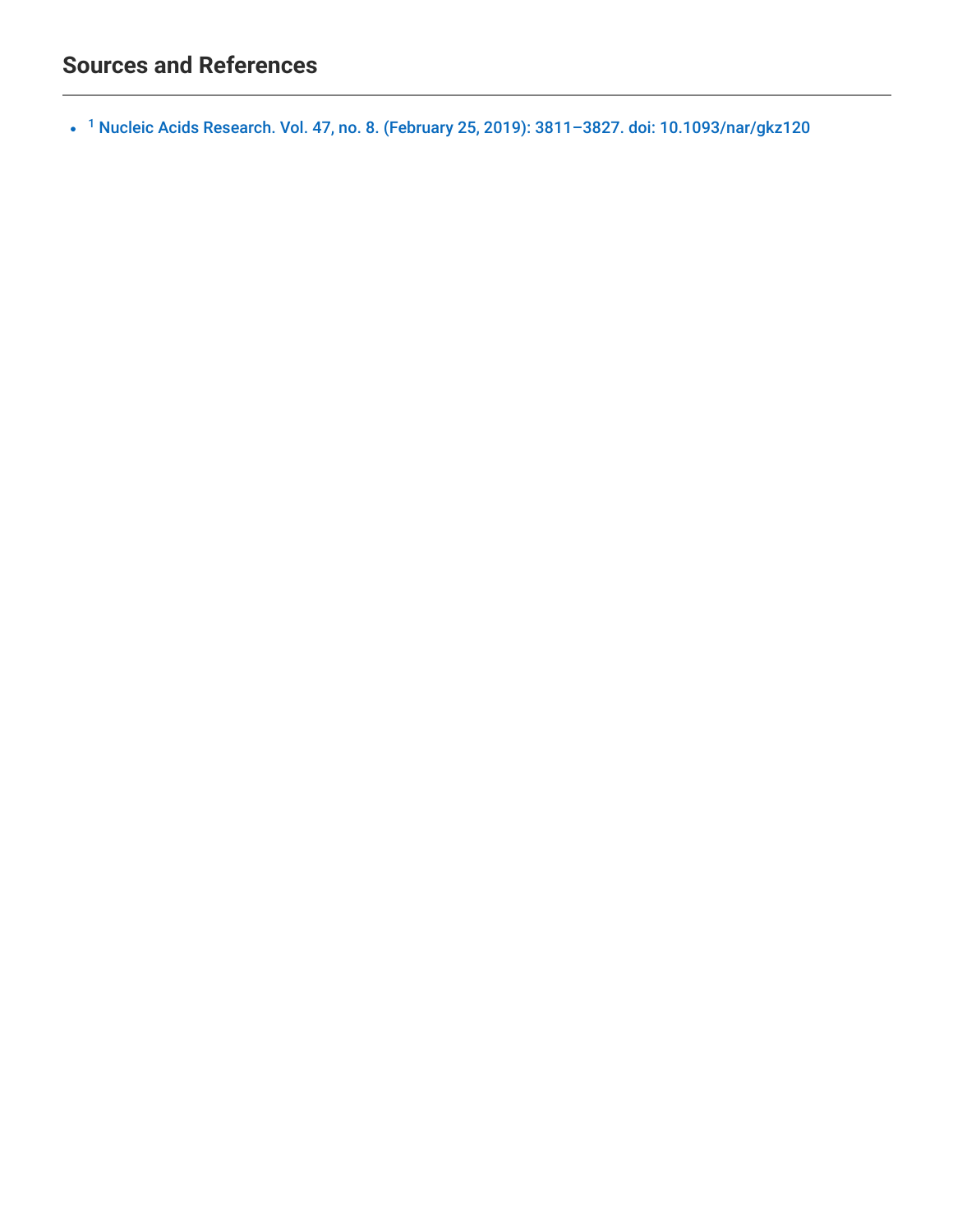## Sources and References

- [1] Nucleic Acids Research. Vol. 47, no. 8. (February 25, 2019): 3811–3827. doi: 10.1093/nar/gkz120